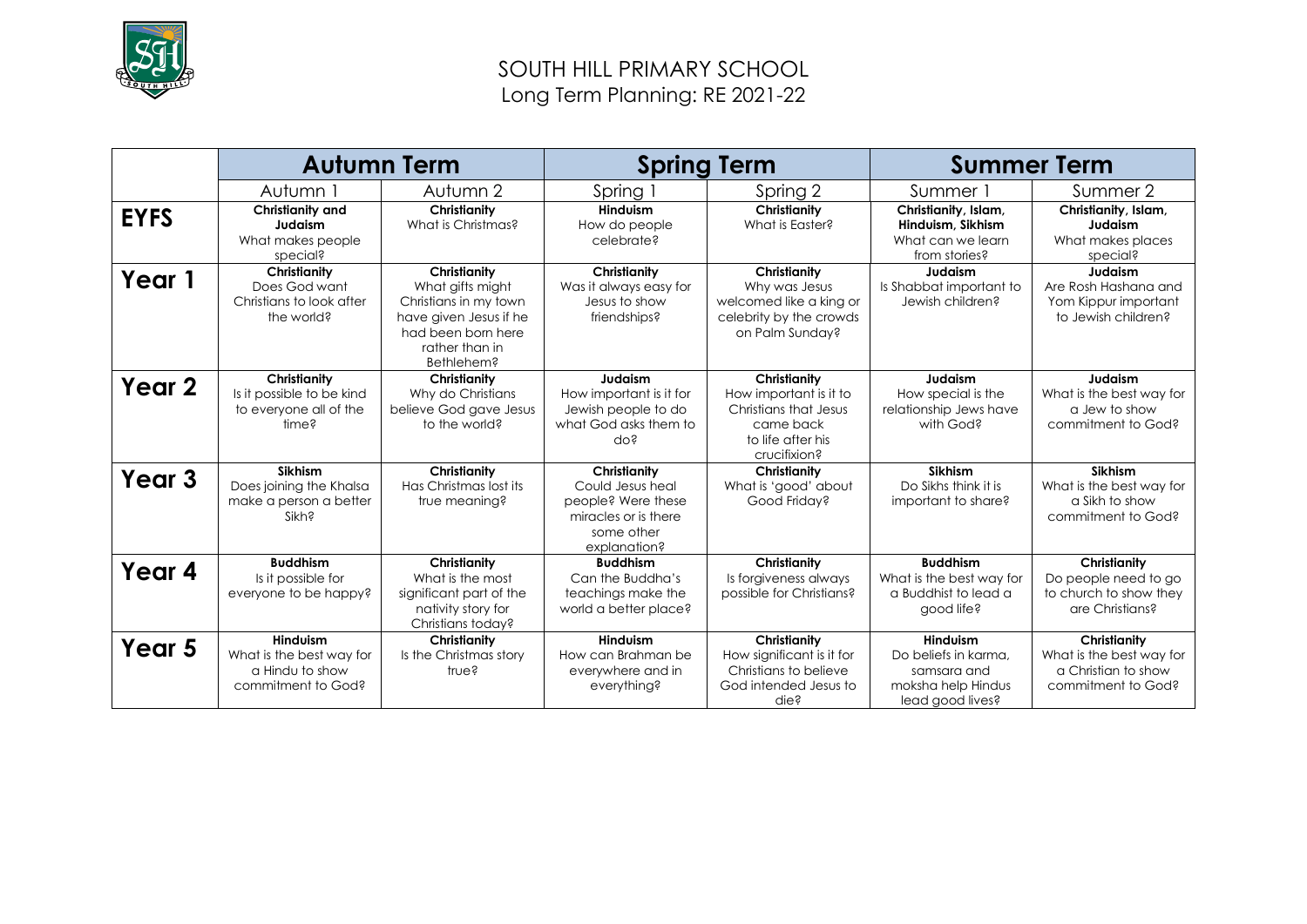# SOUTH HILL PRIMARY SCHOOL

## Long Term Planning: RE 2021-22

| | Autumn Term | | Spring Term | | Summer Term | |
|---|---|---|---|---|---|---|
| | Autumn 1 | Autumn 2 | Spring 1 | Spring 2 | Summer 1 | Summer 2 |
| **EYFS** | **Christianity and Judaism** What makes people special? | **Christianity** What is Christmas? | **Hinduism** How do people celebrate? | **Christianity** What is Easter? | **Christianity, Islam, Hinduism, Sikhism** What can we learn from stories? | **Christianity, Islam, Judaism** What makes places special? |
| **Year 1** | **Christianity** Does God want Christians to look after the world? | **Christianity** What gifts might Christians in my town have given Jesus if he had been born here rather than in Bethlehem? | **Christianity** Was it always easy for Jesus to show friendships? | **Christianity** Why was Jesus welcomed like a king or celebrity by the crowds on Palm Sunday? | **Judaism** Is Shabbat important to Jewish children? | **Judaism** Are Rosh Hashana and Yom Kippur important to Jewish children? |
| **Year 2** | **Christianity** Is it possible to be kind to everyone all of the time? | **Christianity** Why do Christians believe God gave Jesus to the world? | **Judaism** How important is it for Jewish people to do what God asks them to do? | **Christianity** How important is it to Christians that Jesus came back to life after his crucifixion? | **Judaism** How special is the relationship Jews have with God? | **Judaism** What is the best way for a Jew to show commitment to God? |
| **Year 3** | **Sikhism** Does joining the Khalsa make a person a better Sikh? | **Christianity** Has Christmas lost its true meaning? | **Christianity** Could Jesus heal people? Were these miracles or is there some other explanation? | **Christianity** What is 'good' about Good Friday? | **Sikhism** Do Sikhs think it is important to share? | **Sikhism** What is the best way for a Sikh to show commitment to God? |
| **Year 4** | **Buddhism** Is it possible for everyone to be happy? | **Christianity** What is the most significant part of the nativity story for Christians today? | **Buddhism** Can the Buddha's teachings make the world a better place? | **Christianity** Is forgiveness always possible for Christians? | **Buddhism** What is the best way for a Buddhist to lead a good life? | **Christianity** Do people need to go to church to show they are Christians? |
| **Year 5** | **Hinduism** What is the best way for a Hindu to show commitment to God? | **Christianity** Is the Christmas story true? | **Hinduism** How can Brahman be everywhere and in everything? | **Christianity** How significant is it for Christians to believe God intended Jesus to die? | **Hinduism** Do beliefs in karma, samsara and moksha help Hindus lead good lives? | **Christianity** What is the best way for a Christian to show commitment to God? |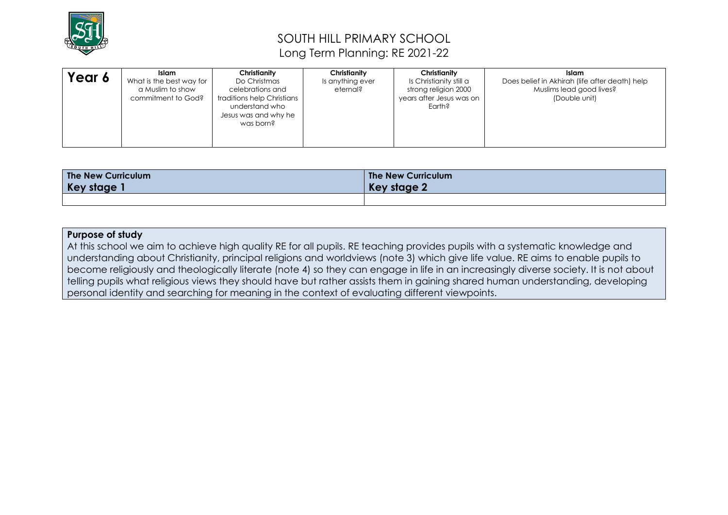# SOUTH HILL PRIMARY SCHOOL

Long Term Planning: RE 2021-22

| Year 6 | **Islam**<br>What is the best way for a Muslim to show commitment to God? | **Christianity**<br>Do Christmas celebrations and traditions help Christians understand who Jesus was and why he was born? | **Christianity**<br>Is anything ever eternal? | **Christianity**<br>Is Christianity still a strong religion 2000 years after Jesus was on Earth? | **Islam**<br>Does belief in Akhirah (life after death) help Muslims lead good lives?<br>(Double unit) |
|---|---|---|---|---|---|

| **The New Curriculum**<br>**Key stage 1** | **The New Curriculum**<br>**Key stage 2** |
|---|---|
| | |

**Purpose of study**

At this school we aim to achieve high quality RE for all pupils. RE teaching provides pupils with a systematic knowledge and understanding about Christianity, principal religions and worldviews (note 3) which give life value. RE aims to enable pupils to become religiously and theologically literate (note 4) so they can engage in life in an increasingly diverse society. It is not about telling pupils what religious views they should have but rather assists them in gaining shared human understanding, developing personal identity and searching for meaning in the context of evaluating different viewpoints.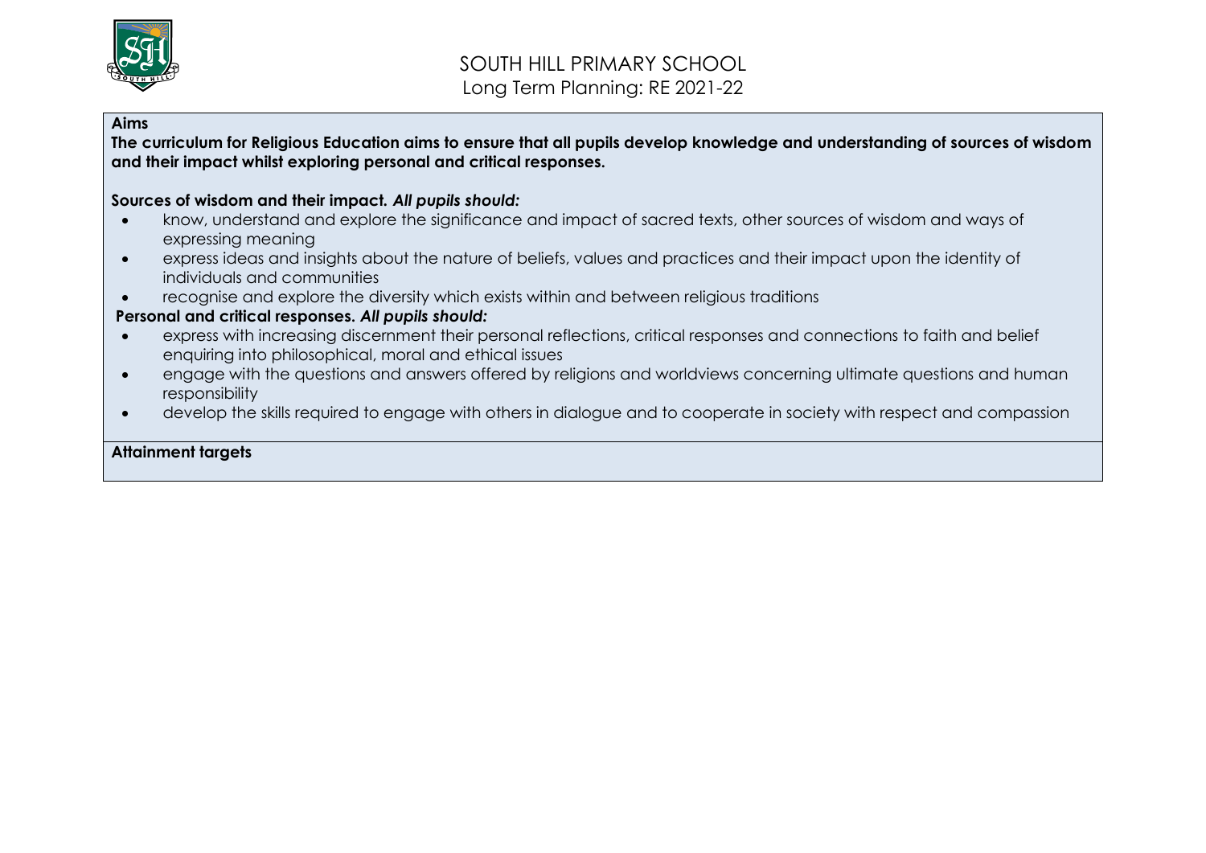# SOUTH HILL PRIMARY SCHOOL
## Long Term Planning: RE 2021-22

**Aims**

**The curriculum for Religious Education aims to ensure that all pupils develop knowledge and understanding of sources of wisdom and their impact whilst exploring personal and critical responses.**

**Sources of wisdom and their impact.** ***All pupils should:***

- know, understand and explore the significance and impact of sacred texts, other sources of wisdom and ways of expressing meaning
- express ideas and insights about the nature of beliefs, values and practices and their impact upon the identity of individuals and communities
- recognise and explore the diversity which exists within and between religious traditions

**Personal and critical responses.** ***All pupils should:***

- express with increasing discernment their personal reflections, critical responses and connections to faith and belief enquiring into philosophical, moral and ethical issues
- engage with the questions and answers offered by religions and worldviews concerning ultimate questions and human responsibility
- develop the skills required to engage with others in dialogue and to cooperate in society with respect and compassion

**Attainment targets**